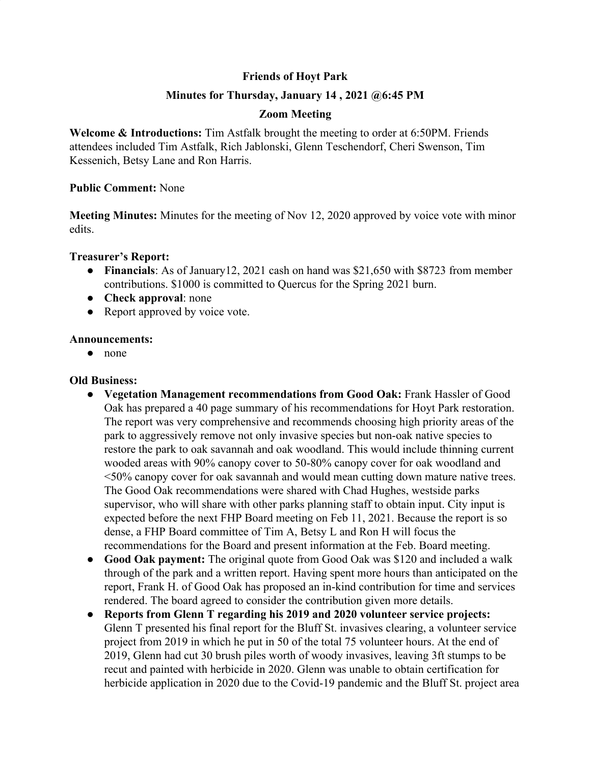**Friends of Hoyt Park**

**Minutes for Thursday, January 14 , 2021 @6:45 PM**

**Zoom Meeting**

**Welcome & Introductions:** Tim Astfalk brought the meeting to order at 6:50PM. Friends attendees included Tim Astfalk, Rich Jablonski, Glenn Teschendorf, Cheri Swenson, Tim Kessenich, Betsy Lane and Ron Harris.

**Public Comment:** None

**Meeting Minutes:** Minutes for the meeting of Nov 12, 2020 approved by voice vote with minor edits.

**Treasurer's Report:**

- **Financials**: As of January12, 2021 cash on hand was $21,650 with $8723 from member contributions. $1000 is committed to Quercus for the Spring 2021 burn.
- **Check approval**: none
- Report approved by voice vote.

**Announcements:**

- none

**Old Business:**

- **Vegetation Management recommendations from Good Oak:** Frank Hassler of Good Oak has prepared a 40 page summary of his recommendations for Hoyt Park restoration. The report was very comprehensive and recommends choosing high priority areas of the park to aggressively remove not only invasive species but non-oak native species to restore the park to oak savannah and oak woodland. This would include thinning current wooded areas with 90% canopy cover to 50-80% canopy cover for oak woodland and <50% canopy cover for oak savannah and would mean cutting down mature native trees. The Good Oak recommendations were shared with Chad Hughes, westside parks supervisor, who will share with other parks planning staff to obtain input. City input is expected before the next FHP Board meeting on Feb 11, 2021. Because the report is so dense, a FHP Board committee of Tim A, Betsy L and Ron H will focus the recommendations for the Board and present information at the Feb. Board meeting.
- **Good Oak payment:** The original quote from Good Oak was $120 and included a walk through of the park and a written report. Having spent more hours than anticipated on the report, Frank H. of Good Oak has proposed an in-kind contribution for time and services rendered. The board agreed to consider the contribution given more details.
- **Reports from Glenn T regarding his 2019 and 2020 volunteer service projects:** Glenn T presented his final report for the Bluff St. invasives clearing, a volunteer service project from 2019 in which he put in 50 of the total 75 volunteer hours. At the end of 2019, Glenn had cut 30 brush piles worth of woody invasives, leaving 3ft stumps to be recut and painted with herbicide in 2020. Glenn was unable to obtain certification for herbicide application in 2020 due to the Covid-19 pandemic and the Bluff St. project area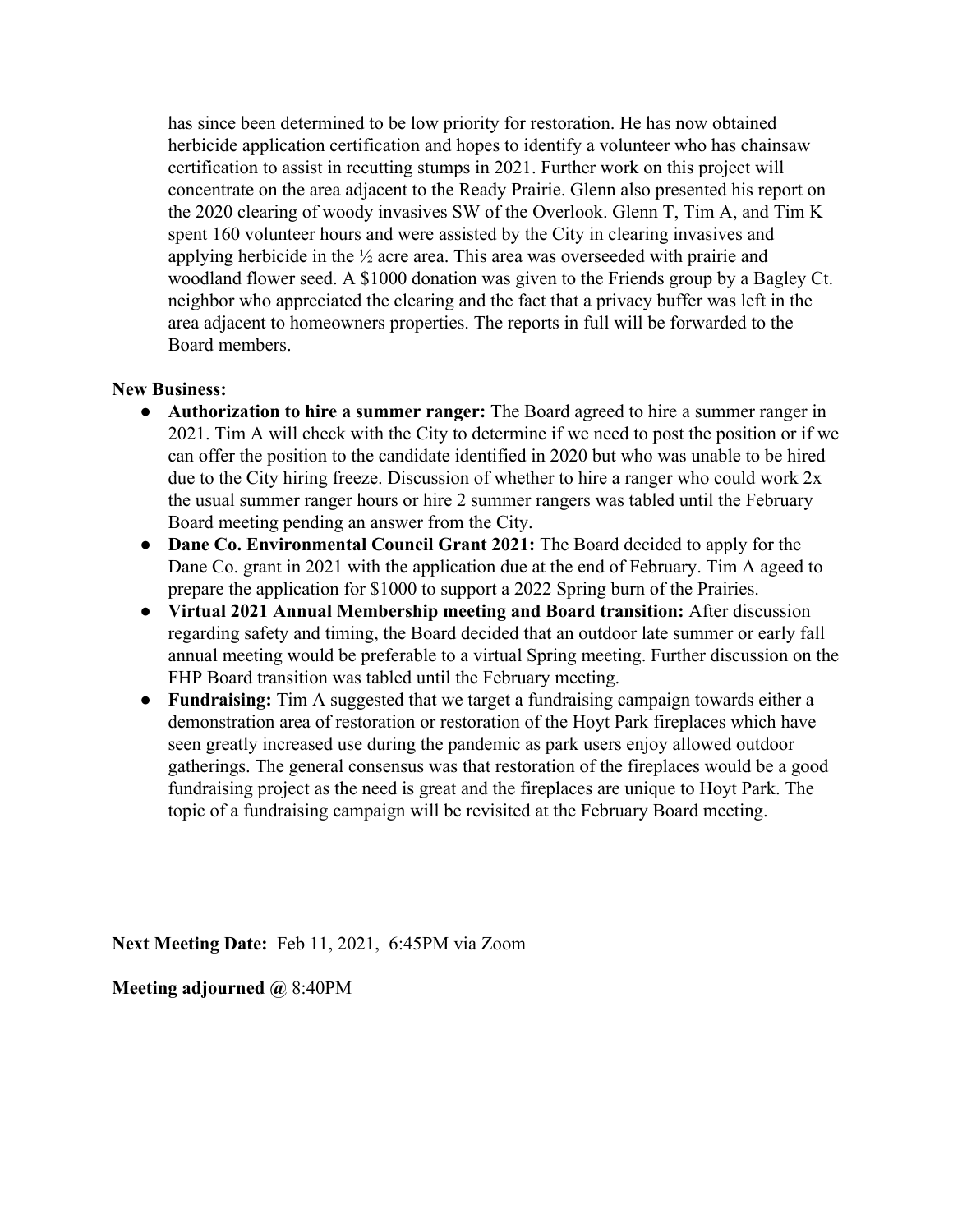has since been determined to be low priority for restoration. He has now obtained herbicide application certification and hopes to identify a volunteer who has chainsaw certification to assist in recutting stumps in 2021. Further work on this project will concentrate on the area adjacent to the Ready Prairie. Glenn also presented his report on the 2020 clearing of woody invasives SW of the Overlook. Glenn T, Tim A, and Tim K spent 160 volunteer hours and were assisted by the City in clearing invasives and applying herbicide in the ½ acre area. This area was overseeded with prairie and woodland flower seed. A $1000 donation was given to the Friends group by a Bagley Ct. neighbor who appreciated the clearing and the fact that a privacy buffer was left in the area adjacent to homeowners properties. The reports in full will be forwarded to the Board members.

**New Business:**

- **Authorization to hire a summer ranger:** The Board agreed to hire a summer ranger in 2021. Tim A will check with the City to determine if we need to post the position or if we can offer the position to the candidate identified in 2020 but who was unable to be hired due to the City hiring freeze. Discussion of whether to hire a ranger who could work 2x the usual summer ranger hours or hire 2 summer rangers was tabled until the February Board meeting pending an answer from the City.
- **Dane Co. Environmental Council Grant 2021:** The Board decided to apply for the Dane Co. grant in 2021 with the application due at the end of February. Tim A ageed to prepare the application for $1000 to support a 2022 Spring burn of the Prairies.
- **Virtual 2021 Annual Membership meeting and Board transition:** After discussion regarding safety and timing, the Board decided that an outdoor late summer or early fall annual meeting would be preferable to a virtual Spring meeting. Further discussion on the FHP Board transition was tabled until the February meeting.
- **Fundraising:** Tim A suggested that we target a fundraising campaign towards either a demonstration area of restoration or restoration of the Hoyt Park fireplaces which have seen greatly increased use during the pandemic as park users enjoy allowed outdoor gatherings. The general consensus was that restoration of the fireplaces would be a good fundraising project as the need is great and the fireplaces are unique to Hoyt Park. The topic of a fundraising campaign will be revisited at the February Board meeting.

**Next Meeting Date:** Feb 11, 2021, 6:45PM via Zoom

**Meeting adjourned @** 8:40PM